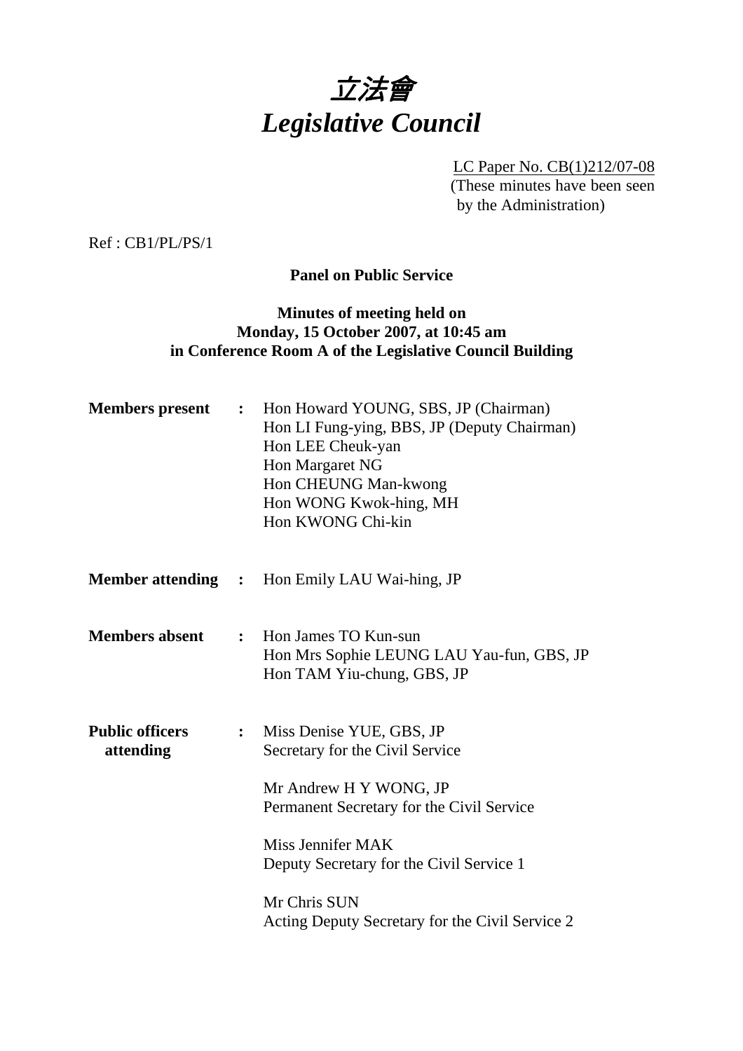# *立法會*
# *Legislative Council*

LC Paper No. CB(1)212/07-08
(These minutes have been seen by the Administration)

Ref : CB1/PL/PS/1

**Panel on Public Service**

**Minutes of meeting held on**
**Monday, 15 October 2007, at 10:45 am**
**in Conference Room A of the Legislative Council Building**

**Members present** : Hon Howard YOUNG, SBS, JP (Chairman)
Hon LI Fung-ying, BBS, JP (Deputy Chairman)
Hon LEE Cheuk-yan
Hon Margaret NG
Hon CHEUNG Man-kwong
Hon WONG Kwok-hing, MH
Hon KWONG Chi-kin

**Member attending** : Hon Emily LAU Wai-hing, JP

**Members absent** : Hon James TO Kun-sun
Hon Mrs Sophie LEUNG LAU Yau-fun, GBS, JP
Hon TAM Yiu-chung, GBS, JP

**Public officers attending** : Miss Denise YUE, GBS, JP
Secretary for the Civil Service

Mr Andrew H Y WONG, JP
Permanent Secretary for the Civil Service

Miss Jennifer MAK
Deputy Secretary for the Civil Service 1

Mr Chris SUN
Acting Deputy Secretary for the Civil Service 2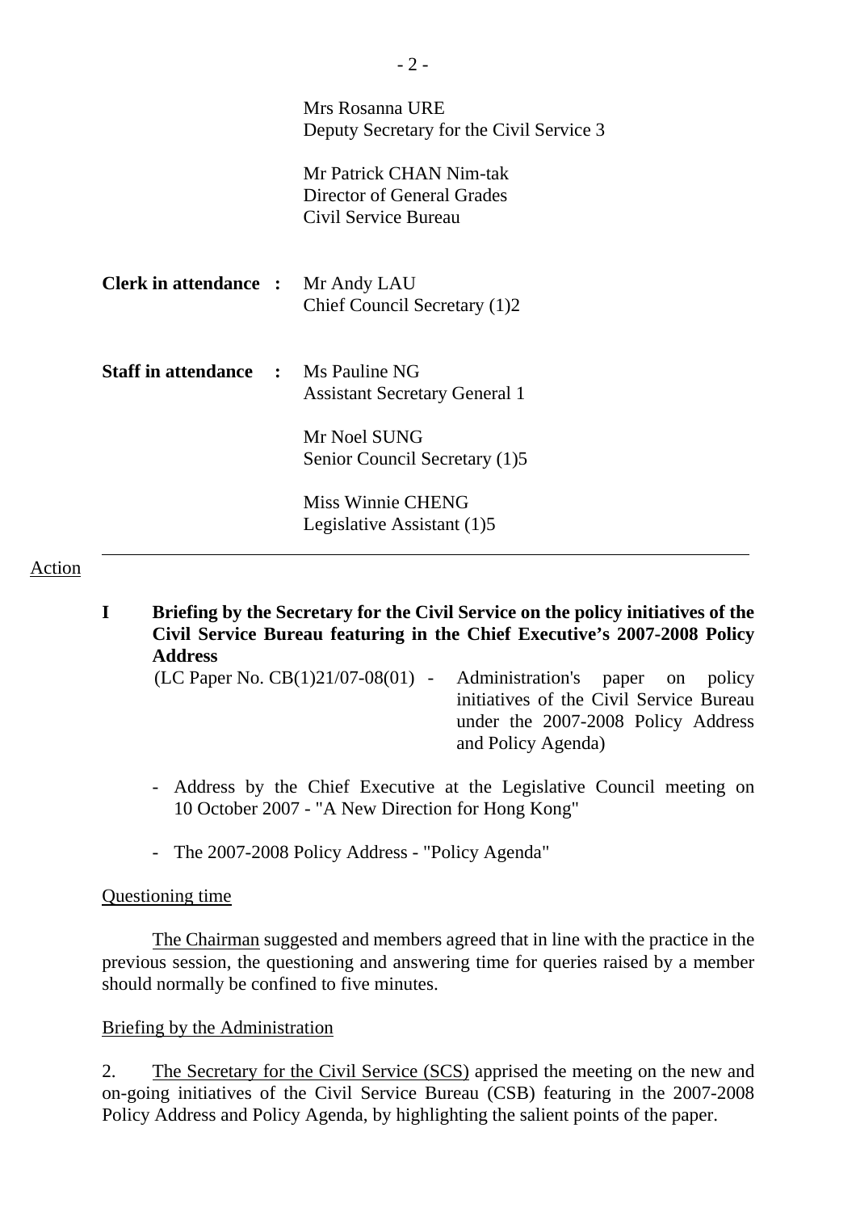Mrs Rosanna URE
Deputy Secretary for the Civil Service 3

Mr Patrick CHAN Nim-tak
Director of General Grades
Civil Service Bureau

**Clerk in attendance :** Mr Andy LAU
Chief Council Secretary (1)2

**Staff in attendance :** Ms Pauline NG
Assistant Secretary General 1

Mr Noel SUNG
Senior Council Secretary (1)5

Miss Winnie CHENG
Legislative Assistant (1)5

---

Action

**I Briefing by the Secretary for the Civil Service on the policy initiatives of the Civil Service Bureau featuring in the Chief Executive's 2007-2008 Policy Address**

(LC Paper No. CB(1)21/07-08(01) - Administration's paper on policy initiatives of the Civil Service Bureau under the 2007-2008 Policy Address and Policy Agenda)

- Address by the Chief Executive at the Legislative Council meeting on 10 October 2007 - "A New Direction for Hong Kong"

- The 2007-2008 Policy Address - "Policy Agenda"

Questioning time

The Chairman suggested and members agreed that in line with the practice in the previous session, the questioning and answering time for queries raised by a member should normally be confined to five minutes.

Briefing by the Administration

2. The Secretary for the Civil Service (SCS) apprised the meeting on the new and on-going initiatives of the Civil Service Bureau (CSB) featuring in the 2007-2008 Policy Address and Policy Agenda, by highlighting the salient points of the paper.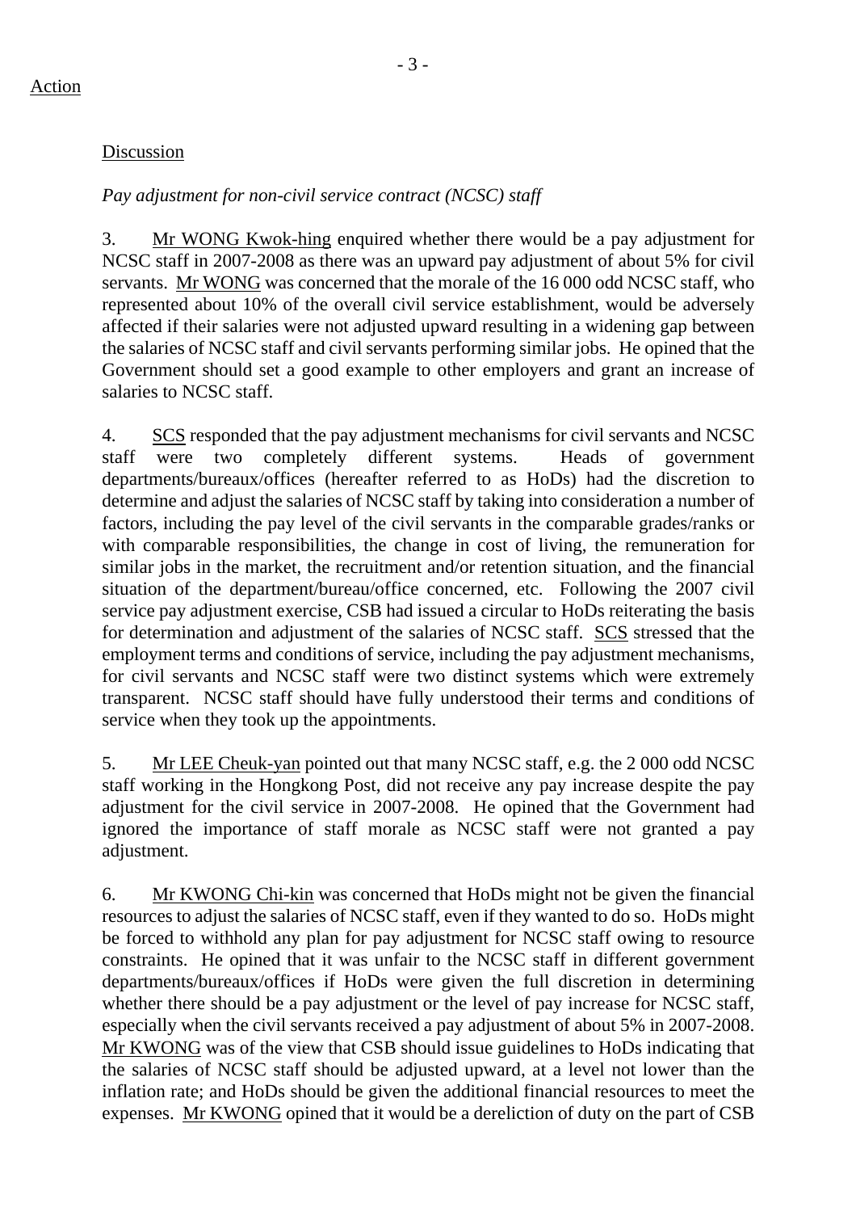Action

Discussion

*Pay adjustment for non-civil service contract (NCSC) staff*

3. Mr WONG Kwok-hing enquired whether there would be a pay adjustment for NCSC staff in 2007-2008 as there was an upward pay adjustment of about 5% for civil servants. Mr WONG was concerned that the morale of the 16 000 odd NCSC staff, who represented about 10% of the overall civil service establishment, would be adversely affected if their salaries were not adjusted upward resulting in a widening gap between the salaries of NCSC staff and civil servants performing similar jobs. He opined that the Government should set a good example to other employers and grant an increase of salaries to NCSC staff.

4. SCS responded that the pay adjustment mechanisms for civil servants and NCSC staff were two completely different systems. Heads of government departments/bureaux/offices (hereafter referred to as HoDs) had the discretion to determine and adjust the salaries of NCSC staff by taking into consideration a number of factors, including the pay level of the civil servants in the comparable grades/ranks or with comparable responsibilities, the change in cost of living, the remuneration for similar jobs in the market, the recruitment and/or retention situation, and the financial situation of the department/bureau/office concerned, etc. Following the 2007 civil service pay adjustment exercise, CSB had issued a circular to HoDs reiterating the basis for determination and adjustment of the salaries of NCSC staff. SCS stressed that the employment terms and conditions of service, including the pay adjustment mechanisms, for civil servants and NCSC staff were two distinct systems which were extremely transparent. NCSC staff should have fully understood their terms and conditions of service when they took up the appointments.

5. Mr LEE Cheuk-yan pointed out that many NCSC staff, e.g. the 2 000 odd NCSC staff working in the Hongkong Post, did not receive any pay increase despite the pay adjustment for the civil service in 2007-2008. He opined that the Government had ignored the importance of staff morale as NCSC staff were not granted a pay adjustment.

6. Mr KWONG Chi-kin was concerned that HoDs might not be given the financial resources to adjust the salaries of NCSC staff, even if they wanted to do so. HoDs might be forced to withhold any plan for pay adjustment for NCSC staff owing to resource constraints. He opined that it was unfair to the NCSC staff in different government departments/bureaux/offices if HoDs were given the full discretion in determining whether there should be a pay adjustment or the level of pay increase for NCSC staff, especially when the civil servants received a pay adjustment of about 5% in 2007-2008. Mr KWONG was of the view that CSB should issue guidelines to HoDs indicating that the salaries of NCSC staff should be adjusted upward, at a level not lower than the inflation rate; and HoDs should be given the additional financial resources to meet the expenses. Mr KWONG opined that it would be a dereliction of duty on the part of CSB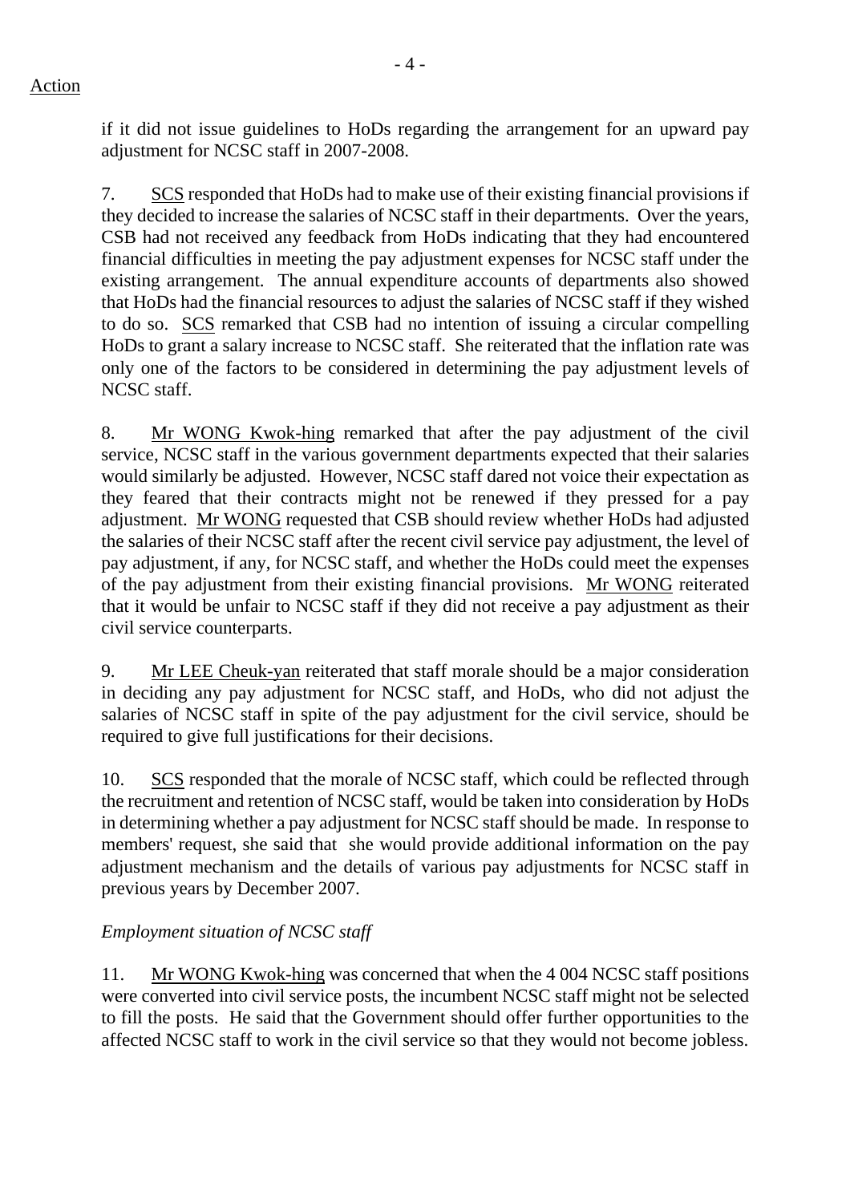if it did not issue guidelines to HoDs regarding the arrangement for an upward pay adjustment for NCSC staff in 2007-2008.

7. SCS responded that HoDs had to make use of their existing financial provisions if they decided to increase the salaries of NCSC staff in their departments. Over the years, CSB had not received any feedback from HoDs indicating that they had encountered financial difficulties in meeting the pay adjustment expenses for NCSC staff under the existing arrangement. The annual expenditure accounts of departments also showed that HoDs had the financial resources to adjust the salaries of NCSC staff if they wished to do so. SCS remarked that CSB had no intention of issuing a circular compelling HoDs to grant a salary increase to NCSC staff. She reiterated that the inflation rate was only one of the factors to be considered in determining the pay adjustment levels of NCSC staff.

8. Mr WONG Kwok-hing remarked that after the pay adjustment of the civil service, NCSC staff in the various government departments expected that their salaries would similarly be adjusted. However, NCSC staff dared not voice their expectation as they feared that their contracts might not be renewed if they pressed for a pay adjustment. Mr WONG requested that CSB should review whether HoDs had adjusted the salaries of their NCSC staff after the recent civil service pay adjustment, the level of pay adjustment, if any, for NCSC staff, and whether the HoDs could meet the expenses of the pay adjustment from their existing financial provisions. Mr WONG reiterated that it would be unfair to NCSC staff if they did not receive a pay adjustment as their civil service counterparts.

9. Mr LEE Cheuk-yan reiterated that staff morale should be a major consideration in deciding any pay adjustment for NCSC staff, and HoDs, who did not adjust the salaries of NCSC staff in spite of the pay adjustment for the civil service, should be required to give full justifications for their decisions.

10. SCS responded that the morale of NCSC staff, which could be reflected through the recruitment and retention of NCSC staff, would be taken into consideration by HoDs in determining whether a pay adjustment for NCSC staff should be made. In response to members' request, she said that she would provide additional information on the pay adjustment mechanism and the details of various pay adjustments for NCSC staff in previous years by December 2007.

*Employment situation of NCSC staff*

11. Mr WONG Kwok-hing was concerned that when the 4 004 NCSC staff positions were converted into civil service posts, the incumbent NCSC staff might not be selected to fill the posts. He said that the Government should offer further opportunities to the affected NCSC staff to work in the civil service so that they would not become jobless.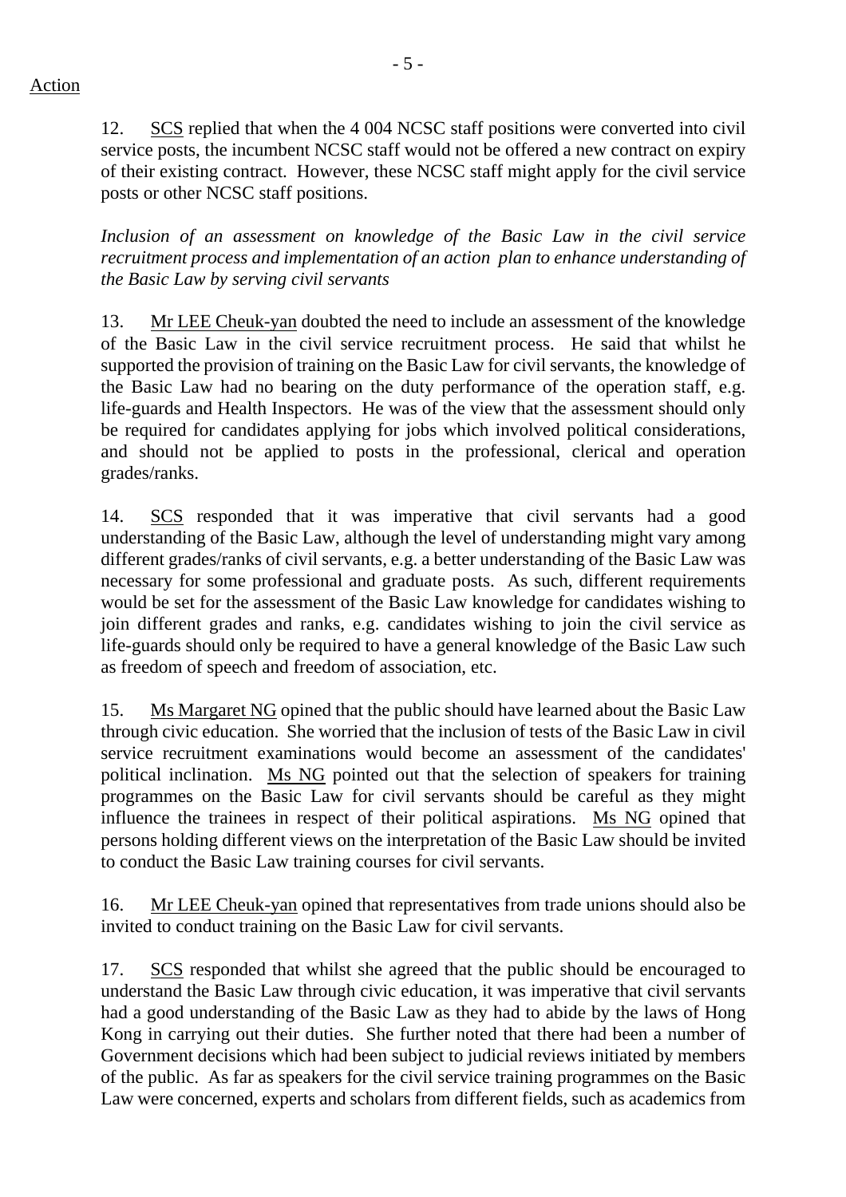Action

12. SCS replied that when the 4 004 NCSC staff positions were converted into civil service posts, the incumbent NCSC staff would not be offered a new contract on expiry of their existing contract. However, these NCSC staff might apply for the civil service posts or other NCSC staff positions.

*Inclusion of an assessment on knowledge of the Basic Law in the civil service recruitment process and implementation of an action plan to enhance understanding of the Basic Law by serving civil servants*

13. Mr LEE Cheuk-yan doubted the need to include an assessment of the knowledge of the Basic Law in the civil service recruitment process. He said that whilst he supported the provision of training on the Basic Law for civil servants, the knowledge of the Basic Law had no bearing on the duty performance of the operation staff, e.g. life-guards and Health Inspectors. He was of the view that the assessment should only be required for candidates applying for jobs which involved political considerations, and should not be applied to posts in the professional, clerical and operation grades/ranks.

14. SCS responded that it was imperative that civil servants had a good understanding of the Basic Law, although the level of understanding might vary among different grades/ranks of civil servants, e.g. a better understanding of the Basic Law was necessary for some professional and graduate posts. As such, different requirements would be set for the assessment of the Basic Law knowledge for candidates wishing to join different grades and ranks, e.g. candidates wishing to join the civil service as life-guards should only be required to have a general knowledge of the Basic Law such as freedom of speech and freedom of association, etc.

15. Ms Margaret NG opined that the public should have learned about the Basic Law through civic education. She worried that the inclusion of tests of the Basic Law in civil service recruitment examinations would become an assessment of the candidates' political inclination. Ms NG pointed out that the selection of speakers for training programmes on the Basic Law for civil servants should be careful as they might influence the trainees in respect of their political aspirations. Ms NG opined that persons holding different views on the interpretation of the Basic Law should be invited to conduct the Basic Law training courses for civil servants.

16. Mr LEE Cheuk-yan opined that representatives from trade unions should also be invited to conduct training on the Basic Law for civil servants.

17. SCS responded that whilst she agreed that the public should be encouraged to understand the Basic Law through civic education, it was imperative that civil servants had a good understanding of the Basic Law as they had to abide by the laws of Hong Kong in carrying out their duties. She further noted that there had been a number of Government decisions which had been subject to judicial reviews initiated by members of the public. As far as speakers for the civil service training programmes on the Basic Law were concerned, experts and scholars from different fields, such as academics from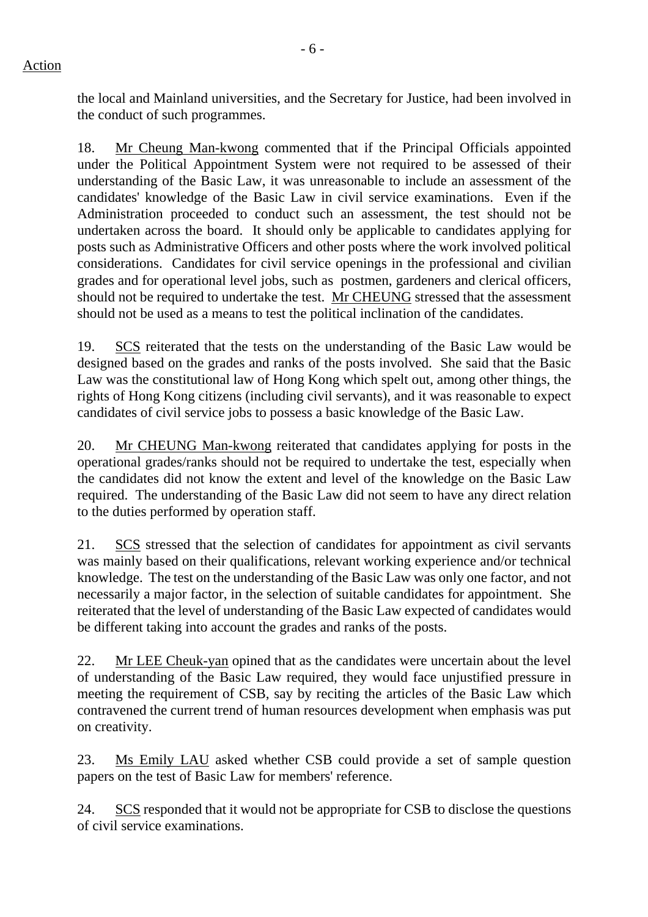Action

the local and Mainland universities, and the Secretary for Justice, had been involved in the conduct of such programmes.

18. Mr Cheung Man-kwong commented that if the Principal Officials appointed under the Political Appointment System were not required to be assessed of their understanding of the Basic Law, it was unreasonable to include an assessment of the candidates' knowledge of the Basic Law in civil service examinations. Even if the Administration proceeded to conduct such an assessment, the test should not be undertaken across the board. It should only be applicable to candidates applying for posts such as Administrative Officers and other posts where the work involved political considerations. Candidates for civil service openings in the professional and civilian grades and for operational level jobs, such as postmen, gardeners and clerical officers, should not be required to undertake the test. Mr CHEUNG stressed that the assessment should not be used as a means to test the political inclination of the candidates.

19. SCS reiterated that the tests on the understanding of the Basic Law would be designed based on the grades and ranks of the posts involved. She said that the Basic Law was the constitutional law of Hong Kong which spelt out, among other things, the rights of Hong Kong citizens (including civil servants), and it was reasonable to expect candidates of civil service jobs to possess a basic knowledge of the Basic Law.

20. Mr CHEUNG Man-kwong reiterated that candidates applying for posts in the operational grades/ranks should not be required to undertake the test, especially when the candidates did not know the extent and level of the knowledge on the Basic Law required. The understanding of the Basic Law did not seem to have any direct relation to the duties performed by operation staff.

21. SCS stressed that the selection of candidates for appointment as civil servants was mainly based on their qualifications, relevant working experience and/or technical knowledge. The test on the understanding of the Basic Law was only one factor, and not necessarily a major factor, in the selection of suitable candidates for appointment. She reiterated that the level of understanding of the Basic Law expected of candidates would be different taking into account the grades and ranks of the posts.

22. Mr LEE Cheuk-yan opined that as the candidates were uncertain about the level of understanding of the Basic Law required, they would face unjustified pressure in meeting the requirement of CSB, say by reciting the articles of the Basic Law which contravened the current trend of human resources development when emphasis was put on creativity.

23. Ms Emily LAU asked whether CSB could provide a set of sample question papers on the test of Basic Law for members' reference.

24. SCS responded that it would not be appropriate for CSB to disclose the questions of civil service examinations.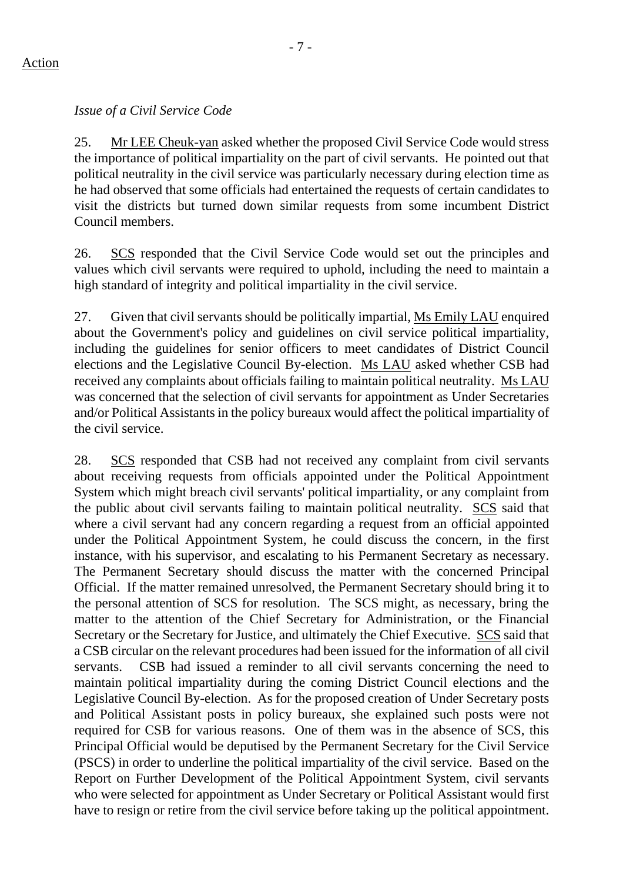Action

*Issue of a Civil Service Code*

25. Mr LEE Cheuk-yan asked whether the proposed Civil Service Code would stress the importance of political impartiality on the part of civil servants. He pointed out that political neutrality in the civil service was particularly necessary during election time as he had observed that some officials had entertained the requests of certain candidates to visit the districts but turned down similar requests from some incumbent District Council members.

26. SCS responded that the Civil Service Code would set out the principles and values which civil servants were required to uphold, including the need to maintain a high standard of integrity and political impartiality in the civil service.

27. Given that civil servants should be politically impartial, Ms Emily LAU enquired about the Government's policy and guidelines on civil service political impartiality, including the guidelines for senior officers to meet candidates of District Council elections and the Legislative Council By-election. Ms LAU asked whether CSB had received any complaints about officials failing to maintain political neutrality. Ms LAU was concerned that the selection of civil servants for appointment as Under Secretaries and/or Political Assistants in the policy bureaux would affect the political impartiality of the civil service.

28. SCS responded that CSB had not received any complaint from civil servants about receiving requests from officials appointed under the Political Appointment System which might breach civil servants' political impartiality, or any complaint from the public about civil servants failing to maintain political neutrality. SCS said that where a civil servant had any concern regarding a request from an official appointed under the Political Appointment System, he could discuss the concern, in the first instance, with his supervisor, and escalating to his Permanent Secretary as necessary. The Permanent Secretary should discuss the matter with the concerned Principal Official. If the matter remained unresolved, the Permanent Secretary should bring it to the personal attention of SCS for resolution. The SCS might, as necessary, bring the matter to the attention of the Chief Secretary for Administration, or the Financial Secretary or the Secretary for Justice, and ultimately the Chief Executive. SCS said that a CSB circular on the relevant procedures had been issued for the information of all civil servants. CSB had issued a reminder to all civil servants concerning the need to maintain political impartiality during the coming District Council elections and the Legislative Council By-election. As for the proposed creation of Under Secretary posts and Political Assistant posts in policy bureaux, she explained such posts were not required for CSB for various reasons. One of them was in the absence of SCS, this Principal Official would be deputised by the Permanent Secretary for the Civil Service (PSCS) in order to underline the political impartiality of the civil service. Based on the Report on Further Development of the Political Appointment System, civil servants who were selected for appointment as Under Secretary or Political Assistant would first have to resign or retire from the civil service before taking up the political appointment.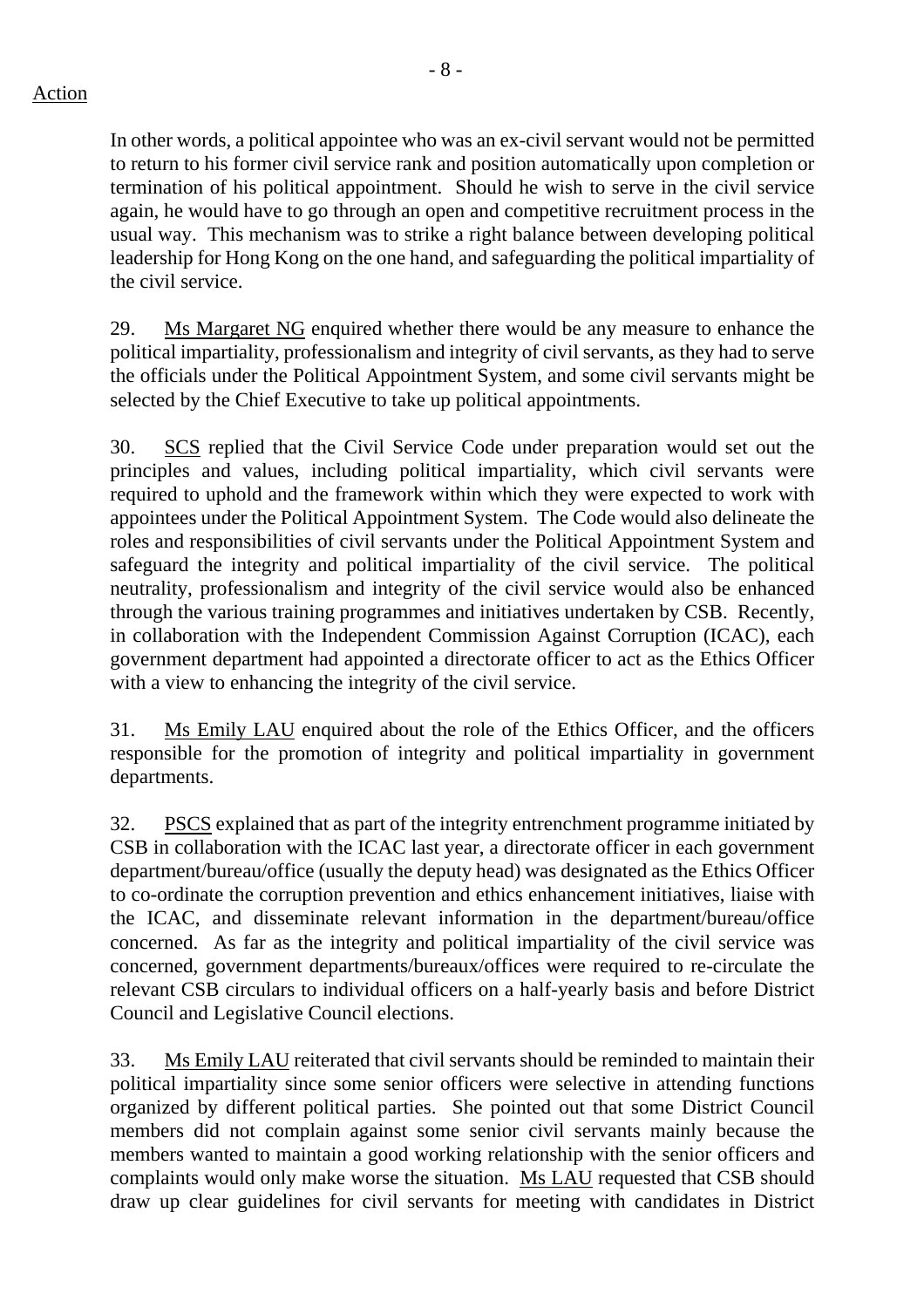In other words, a political appointee who was an ex-civil servant would not be permitted to return to his former civil service rank and position automatically upon completion or termination of his political appointment. Should he wish to serve in the civil service again, he would have to go through an open and competitive recruitment process in the usual way. This mechanism was to strike a right balance between developing political leadership for Hong Kong on the one hand, and safeguarding the political impartiality of the civil service.

29. Ms Margaret NG enquired whether there would be any measure to enhance the political impartiality, professionalism and integrity of civil servants, as they had to serve the officials under the Political Appointment System, and some civil servants might be selected by the Chief Executive to take up political appointments.

30. SCS replied that the Civil Service Code under preparation would set out the principles and values, including political impartiality, which civil servants were required to uphold and the framework within which they were expected to work with appointees under the Political Appointment System. The Code would also delineate the roles and responsibilities of civil servants under the Political Appointment System and safeguard the integrity and political impartiality of the civil service. The political neutrality, professionalism and integrity of the civil service would also be enhanced through the various training programmes and initiatives undertaken by CSB. Recently, in collaboration with the Independent Commission Against Corruption (ICAC), each government department had appointed a directorate officer to act as the Ethics Officer with a view to enhancing the integrity of the civil service.

31. Ms Emily LAU enquired about the role of the Ethics Officer, and the officers responsible for the promotion of integrity and political impartiality in government departments.

32. PSCS explained that as part of the integrity entrenchment programme initiated by CSB in collaboration with the ICAC last year, a directorate officer in each government department/bureau/office (usually the deputy head) was designated as the Ethics Officer to co-ordinate the corruption prevention and ethics enhancement initiatives, liaise with the ICAC, and disseminate relevant information in the department/bureau/office concerned. As far as the integrity and political impartiality of the civil service was concerned, government departments/bureaux/offices were required to re-circulate the relevant CSB circulars to individual officers on a half-yearly basis and before District Council and Legislative Council elections.

33. Ms Emily LAU reiterated that civil servants should be reminded to maintain their political impartiality since some senior officers were selective in attending functions organized by different political parties. She pointed out that some District Council members did not complain against some senior civil servants mainly because the members wanted to maintain a good working relationship with the senior officers and complaints would only make worse the situation. Ms LAU requested that CSB should draw up clear guidelines for civil servants for meeting with candidates in District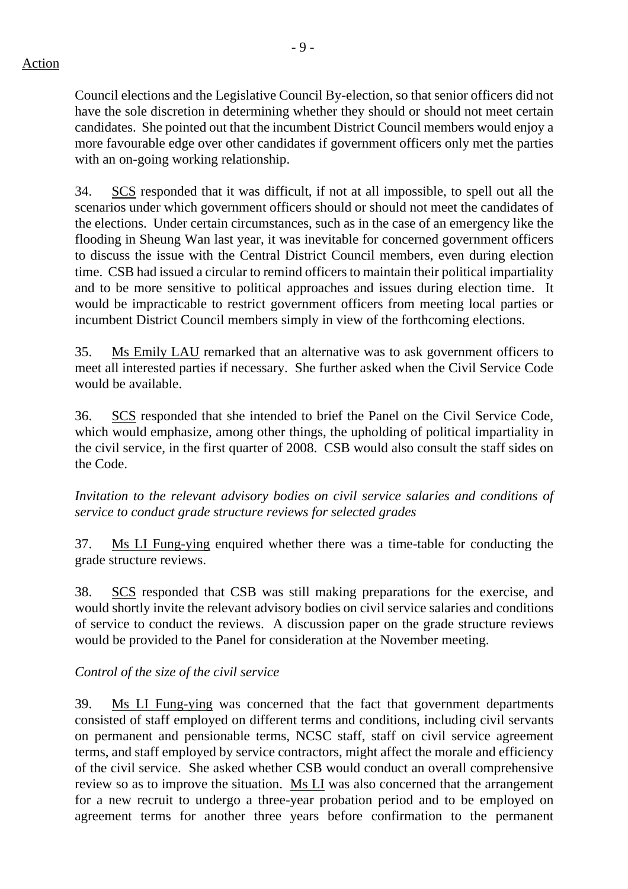Action

Council elections and the Legislative Council By-election, so that senior officers did not have the sole discretion in determining whether they should or should not meet certain candidates. She pointed out that the incumbent District Council members would enjoy a more favourable edge over other candidates if government officers only met the parties with an on-going working relationship.

34. SCS responded that it was difficult, if not at all impossible, to spell out all the scenarios under which government officers should or should not meet the candidates of the elections. Under certain circumstances, such as in the case of an emergency like the flooding in Sheung Wan last year, it was inevitable for concerned government officers to discuss the issue with the Central District Council members, even during election time. CSB had issued a circular to remind officers to maintain their political impartiality and to be more sensitive to political approaches and issues during election time. It would be impracticable to restrict government officers from meeting local parties or incumbent District Council members simply in view of the forthcoming elections.

35. Ms Emily LAU remarked that an alternative was to ask government officers to meet all interested parties if necessary. She further asked when the Civil Service Code would be available.

36. SCS responded that she intended to brief the Panel on the Civil Service Code, which would emphasize, among other things, the upholding of political impartiality in the civil service, in the first quarter of 2008. CSB would also consult the staff sides on the Code.

*Invitation to the relevant advisory bodies on civil service salaries and conditions of service to conduct grade structure reviews for selected grades*

37. Ms LI Fung-ying enquired whether there was a time-table for conducting the grade structure reviews.

38. SCS responded that CSB was still making preparations for the exercise, and would shortly invite the relevant advisory bodies on civil service salaries and conditions of service to conduct the reviews. A discussion paper on the grade structure reviews would be provided to the Panel for consideration at the November meeting.

*Control of the size of the civil service*

39. Ms LI Fung-ying was concerned that the fact that government departments consisted of staff employed on different terms and conditions, including civil servants on permanent and pensionable terms, NCSC staff, staff on civil service agreement terms, and staff employed by service contractors, might affect the morale and efficiency of the civil service. She asked whether CSB would conduct an overall comprehensive review so as to improve the situation. Ms LI was also concerned that the arrangement for a new recruit to undergo a three-year probation period and to be employed on agreement terms for another three years before confirmation to the permanent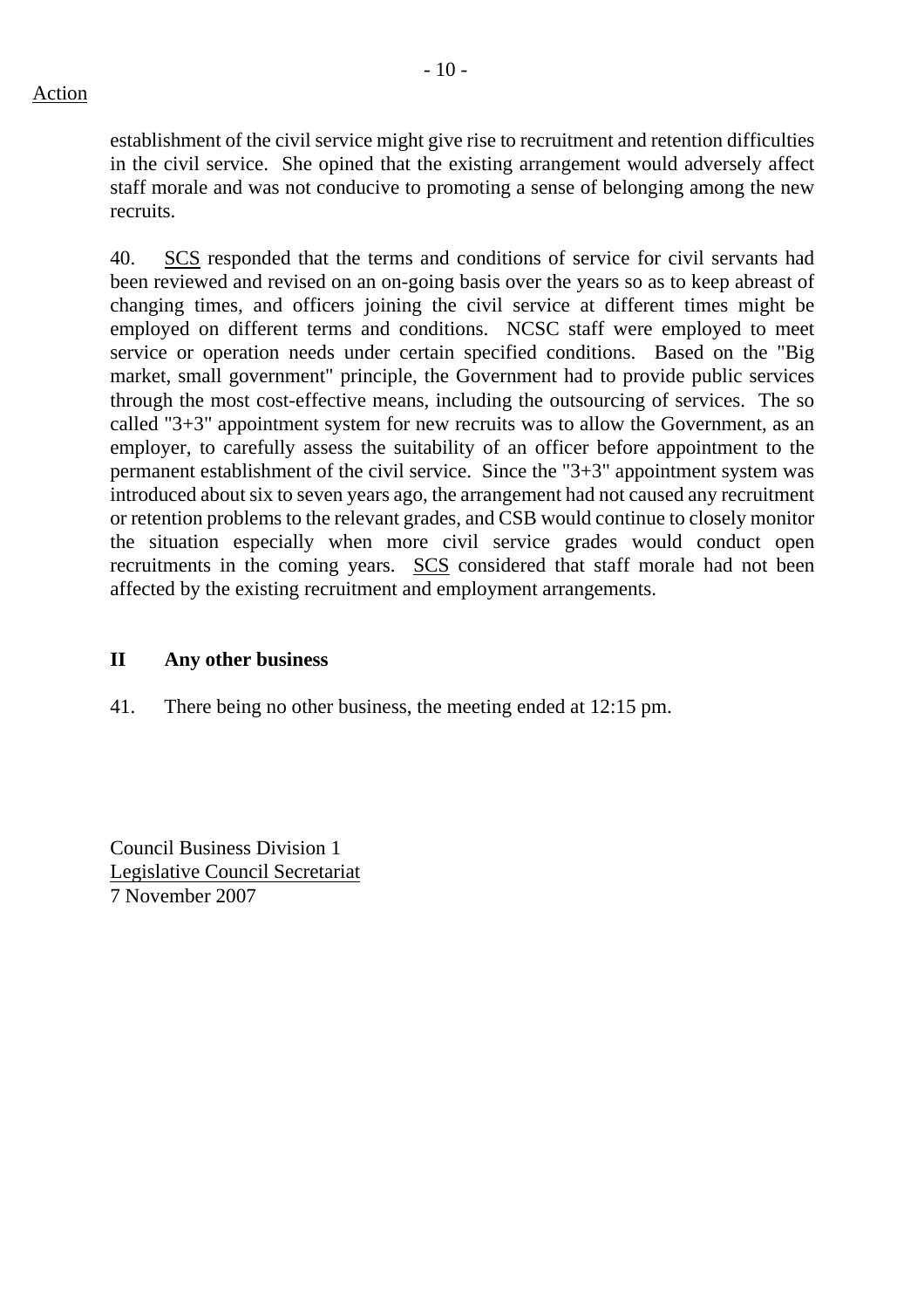Action

establishment of the civil service might give rise to recruitment and retention difficulties in the civil service. She opined that the existing arrangement would adversely affect staff morale and was not conducive to promoting a sense of belonging among the new recruits.

40. SCS responded that the terms and conditions of service for civil servants had been reviewed and revised on an on-going basis over the years so as to keep abreast of changing times, and officers joining the civil service at different times might be employed on different terms and conditions. NCSC staff were employed to meet service or operation needs under certain specified conditions. Based on the "Big market, small government" principle, the Government had to provide public services through the most cost-effective means, including the outsourcing of services. The so called "3+3" appointment system for new recruits was to allow the Government, as an employer, to carefully assess the suitability of an officer before appointment to the permanent establishment of the civil service. Since the "3+3" appointment system was introduced about six to seven years ago, the arrangement had not caused any recruitment or retention problems to the relevant grades, and CSB would continue to closely monitor the situation especially when more civil service grades would conduct open recruitments in the coming years. SCS considered that staff morale had not been affected by the existing recruitment and employment arrangements.

## II Any other business

41. There being no other business, the meeting ended at 12:15 pm.

Council Business Division 1
Legislative Council Secretariat
7 November 2007